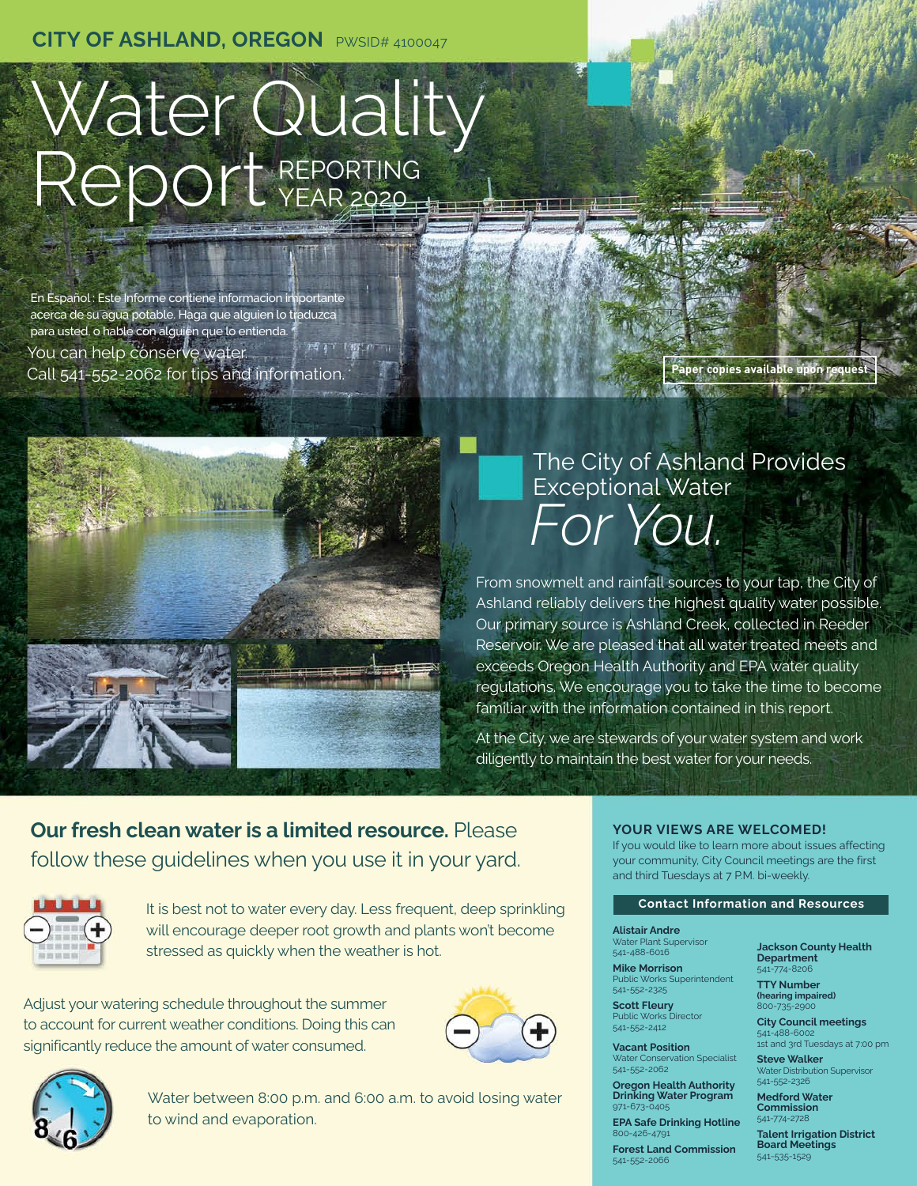**CITY OF ASHLAND, OREGON** PWSID# 4100047

# Water Quality Report REPORTING YEAR 2020

En Español : Este Informe contiene informacion importante acerca de su agua potable. Haga que alguien lo traduzca para usted, o hable con alguien que lo entienda.

You can help conserve water.
Call 541-552-2062 for tips and information.

Paper copies available upon request

## The City of Ashland Provides Exceptional Water *For You.*

From snowmelt and rainfall sources to your tap, the City of Ashland reliably delivers the highest quality water possible. Our primary source is Ashland Creek, collected in Reeder Reservoir. We are pleased that all water treated meets and exceeds Oregon Health Authority and EPA water quality regulations. We encourage you to take the time to become familiar with the information contained in this report.

At the City, we are stewards of your water system and work diligently to maintain the best water for your needs.

## **Our fresh clean water is a limited resource.** Please follow these guidelines when you use it in your yard.

It is best not to water every day. Less frequent, deep sprinkling will encourage deeper root growth and plants won't become stressed as quickly when the weather is hot.

Adjust your watering schedule throughout the summer to account for current weather conditions. Doing this can significantly reduce the amount of water consumed.

Water between 8:00 p.m. and 6:00 a.m. to avoid losing water to wind and evaporation.

### YOUR VIEWS ARE WELCOMED!

If you would like to learn more about issues affecting your community, City Council meetings are the first and third Tuesdays at 7 P.M. bi-weekly.

### Contact Information and Resources

**Alistair Andre**
Water Plant Supervisor
541-488-6016

**Mike Morrison**
Public Works Superintendent
541-552-2325

**Scott Fleury**
Public Works Director
541-552-2412

**Vacant Position**
Water Conservation Specialist
541-552-2062

**Oregon Health Authority Drinking Water Program**
971-673-0405

**EPA Safe Drinking Hotline**
800-426-4791

**Forest Land Commission**
541-552-2066

**Jackson County Health Department**
541-774-8206

**TTY Number (hearing impaired)**
800-735-2900

**City Council meetings**
541-488-6002
1st and 3rd Tuesdays at 7:00 pm

**Steve Walker**
Water Distribution Supervisor
541-552-2326

**Medford Water Commission**
541-774-2728

**Talent Irrigation District Board Meetings**
541-535-1529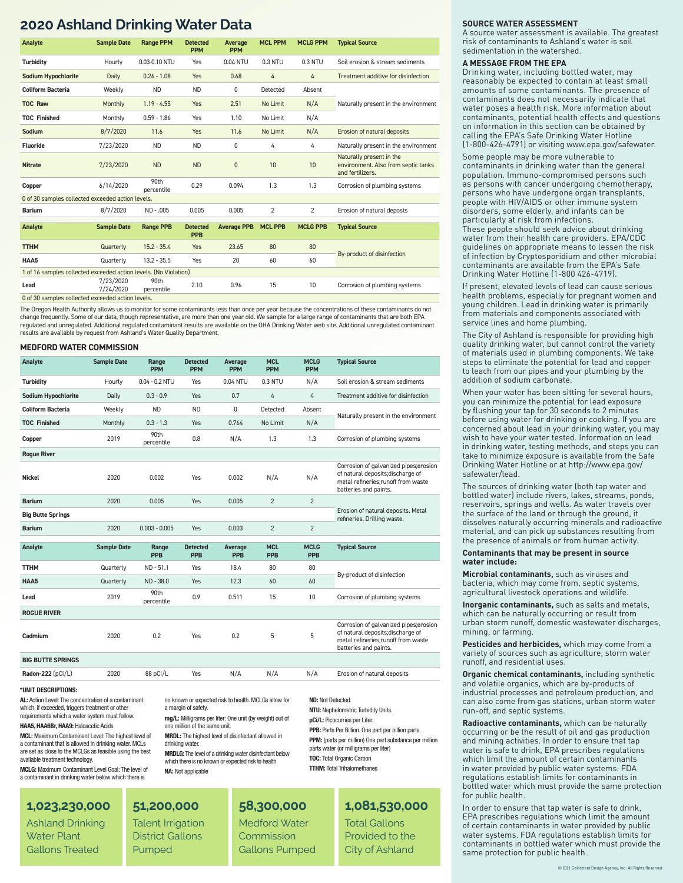# 2020 Ashland Drinking Water Data

| Analyte | Sample Date | Range PPM | Detected PPM | Average PPM | MCL PPM | MCLG PPM | Typical Source |
|---|---|---|---|---|---|---|---|
| Turbidity | Hourly | 0.03-0.10 NTU | Yes | 0.04 NTU | 0.3 NTU | 0.3 NTU | Soil erosion & stream sediments |
| Sodium Hypochlorite | Daily | 0.26 - 1.08 | Yes | 0.68 | 4 | 4 | Treatment additive for disinfection |
| Coliform Bacteria | Weekly | ND | ND | 0 | Detected | Absent | Naturally present in the environment |
| TOC Raw | Monthly | 1.19 - 4.55 | Yes | 2.51 | No Limit | N/A | |
| TOC Finished | Monthly | 0.59 - 1.86 | Yes | 1.10 | No Limit | N/A | |
| Sodium | 8/7/2020 | 11.6 | Yes | 11.6 | No Limit | N/A | Erosion of natural deposits |
| Fluoride | 7/23/2020 | ND | ND | 0 | 4 | 4 | Naturally present in the environment |
| Nitrate | 7/23/2020 | ND | ND | 0 | 10 | 10 | Naturally present in the environment. Also from septic tanks and fertilizers. |
| Copper | 6/14/2020 | 90th percentile | 0.29 | 0.094 | 1.3 | 1.3 | Corrosion of plumbing systems |
| 0 of 30 samples collected exceeded action levels. | | | | | | | |
| Barium | 8/7/2020 | ND - .005 | 0.005 | 0.005 | 2 | 2 | Erosion of natural deposts |

| Analyte | Sample Date | Range PPB | Detected PPB | Average PPB | MCL PPB | MCLG PPB | Typical Source |
|---|---|---|---|---|---|---|---|
| TTHM | Quarterly | 15.2 - 35.4 | Yes | 23.65 | 80 | 80 | By-product of disinfection |
| HAA5 | Quarterly | 13.2 - 35.5 | Yes | 20 | 60 | 60 | |
| 1 of 16 samples collected exceeded action levels. (No Violation) | | | | | | | |
| Lead | 7/23/2020 7/24/2020 | 90th percentile | 2.10 | 0.96 | 15 | 10 | Corrosion of plumbing systems |
| 0 of 30 samples collected exceeded action levels. | | | | | | | |

The Oregon Health Authority allows us to monitor for some contaminants less than once per year because the concentrations of these contaminants do not change frequently. Some of our data, though representative, are more than one year old. We sample for a large range of contaminants that are both EPA regulated and unregulated. Additional regulated contaminant results are available on the OHA Drinking Water web site. Additional unregulated contaminant results are available by request from Ashland's Water Quality Department.

## MEDFORD WATER COMMISSION

| Analyte | Sample Date | Range PPM | Detected PPM | Average PPM | MCL PPM | MCLG PPM | Typical Source |
|---|---|---|---|---|---|---|---|
| Turbidity | Hourly | 0.04 - 0.2 NTU | Yes | 0.04 NTU | 0.3 NTU | N/A | Soil erosion & stream sediments |
| Sodium Hypochlorite | Daily | 0.3 - 0.9 | Yes | 0.7 | 4 | 4 | Treatment additive for disinfection |
| Coliform Bacteria | Weekly | ND | ND | 0 | Detected | Absent | Naturally present in the environment |
| TOC Finished | Monthly | 0.3 - 1.3 | Yes | 0.764 | No Limit | N/A | |
| Copper | 2019 | 90th percentile | 0.8 | N/A | 1.3 | 1.3 | Corrosion of plumbing systems |
| **Rogue River** | | | | | | | |
| Nickel | 2020 | 0.002 | Yes | 0.002 | N/A | N/A | Corrosion of galvanized pipes;erosion of natural deposits;discharge of metal refineries;runoff from waste batteries and paints. |
| Barium | 2020 | 0.005 | Yes | 0.005 | 2 | 2 | Erosion of natural deposits. Metal refineries. Drilling waste. |
| **Big Butte Springs** | | | | | | | |
| Barium | 2020 | 0.003 - 0.005 | Yes | 0.003 | 2 | 2 | |

| Analyte | Sample Date | Range PPB | Detected PPB | Average PPB | MCL PPB | MCLG PPB | Typical Source |
|---|---|---|---|---|---|---|---|
| TTHM | Quarterly | ND - 51.1 | Yes | 18.4 | 80 | 80 | By-product of disinfection |
| HAA5 | Quarterly | ND - 38.0 | Yes | 12.3 | 60 | 60 | |
| Lead | 2019 | 90th percentile | 0.9 | 0.511 | 15 | 10 | Corrosion of plumbing systems |
| **ROGUE RIVER** | | | | | | | |
| Cadmium | 2020 | 0.2 | Yes | 0.2 | 5 | 5 | Corrosion of galvanized pipes;erosion of natural deposits;discharge of metal refineries;runoff from waste batteries and paints. |
| **BIG BUTTE SPRINGS** | | | | | | | |
| Radon-222 (pCi/L) | 2020 | 88 pCi/L | Yes | N/A | N/A | N/A | Erosion of natural deposits |

**\*UNIT DESCRIPTIONS:**

**AL:** Action Level: The concentration of a contaminant which, if exceeded, triggers treatment or other requirements which a water system must follow.

**HAA5, HAA6Br, HAA9:** Haloacetic Acids

**MCL:** Maximum Contaminant Level: The highest level of a contaminant that is allowed in drinking water. MCLs are set as close to the MCLGs as feasible using the best available treatment technology.

**MCLG:** Maximum Contaminant Level Goal: The level of a contaminant in drinking water below which there is no known or expected risk to health. MCLGs allow for a margin of safety.

**mg/L:** Milligrams per liter: One unit (by weight) out of one million of the same unit.

**MRDL:** The highest level of disinfectant allowed in drinking water.

**MRDLG:** The level of a drinking water disinfectant below which there is no known or expected risk to health

**NA:** Not applicable

**ND:** Not Detected.

**NTU:** Nephelometric Turbidity Units.

**pCi/L:** Picocurries per Liter.

**PPB:** Parts Per Billion. One part per billion parts.

**PPM:** (parts per million) One part substance per million parts water (or milligrams per liter)

**TOC:** Total Organic Carbon

**TTHM:** Total Trihalomethanes

**1,023,230,000**
Ashland Drinking Water Plant Gallons Treated

**51,200,000**
Talent Irrigation District Gallons Pumped

**58,300,000**
Medford Water Commission Gallons Pumped

**1,081,530,000**
Total Gallons Provided to the City of Ashland

### SOURCE WATER ASSESSMENT

A source water assessment is available. The greatest risk of contaminants to Ashland's water is soil sedimentation in the watershed.

### A MESSAGE FROM THE EPA

Drinking water, including bottled water, may reasonably be expected to contain at least small amounts of some contaminants. The presence of contaminants does not necessarily indicate that water poses a health risk. More information about contaminants, potential health effects and questions on information in this section can be obtained by calling the EPA's Safe Drinking Water Hotline (1-800-426-4791) or visiting www.epa.gov/safewater.

Some people may be more vulnerable to contaminants in drinking water than the general population. Immuno-compromised persons such as persons with cancer undergoing chemotherapy, persons who have undergone organ transplants, people with HIV/AIDS or other immune system disorders, some elderly, and infants can be particularly at risk from infections.
These people should seek advice about drinking water from their health care providers. EPA/CDC guidelines on appropriate means to lessen the risk of infection by Cryptosporidium and other microbial contaminants are available from the EPA's Safe Drinking Water Hotline (1-800 426-4719).

If present, elevated levels of lead can cause serious health problems, especially for pregnant women and young children. Lead in drinking water is primarily from materials and components associated with service lines and home plumbing.

The City of Ashland is responsible for providing high quality drinking water, but cannot control the variety of materials used in plumbing components. We take steps to eliminate the potential for lead and copper to leach from our pipes and your plumbing by the addition of sodium carbonate.

When your water has been sitting for several hours, you can minimize the potential for lead exposure by flushing your tap for 30 seconds to 2 minutes before using water for drinking or cooking. If you are concerned about lead in your drinking water, you may wish to have your water tested. Information on lead in drinking water, testing methods, and steps you can take to minimize exposure is available from the Safe Drinking Water Hotline or at http://www.epa.gov/safewater/lead.

The sources of drinking water (both tap water and bottled water) include rivers, lakes, streams, ponds, reservoirs, springs and wells. As water travels over the surface of the land or through the ground, it dissolves naturally occurring minerals and radioactive material, and can pick up substances resulting from the presence of animals or from human activity.

**Contaminants that may be present in source water include:**

**Microbial contaminants,** such as viruses and bacteria, which may come from, septic systems, agricultural livestock operations and wildlife.

**Inorganic contaminants,** such as salts and metals, which can be naturally occurring or result from urban storm runoff, domestic wastewater discharges, mining, or farming.

**Pesticides and herbicides,** which may come from a variety of sources such as agriculture, storm water runoff, and residential uses.

**Organic chemical contaminants,** including synthetic and volatile organics, which are by-products of industrial processes and petroleum production, and can also come from gas stations, urban storm water run-off, and septic systems.

**Radioactive contaminants,** which can be naturally occurring or be the result of oil and gas production and mining activities. In order to ensure that tap water is safe to drink, EPA prescribes regulations which limit the amount of certain contaminants in water provided by public water systems. FDA regulations establish limits for contaminants in bottled water which must provide the same protection for public health.

In order to ensure that tap water is safe to drink, EPA prescribes regulations which limit the amount of certain contaminants in water provided by public water systems. FDA regulations establish limits for contaminants in bottled water which must provide the same protection for public health.

© 2021 Goldstreet Design Agency, Inc. All Rights Reserved